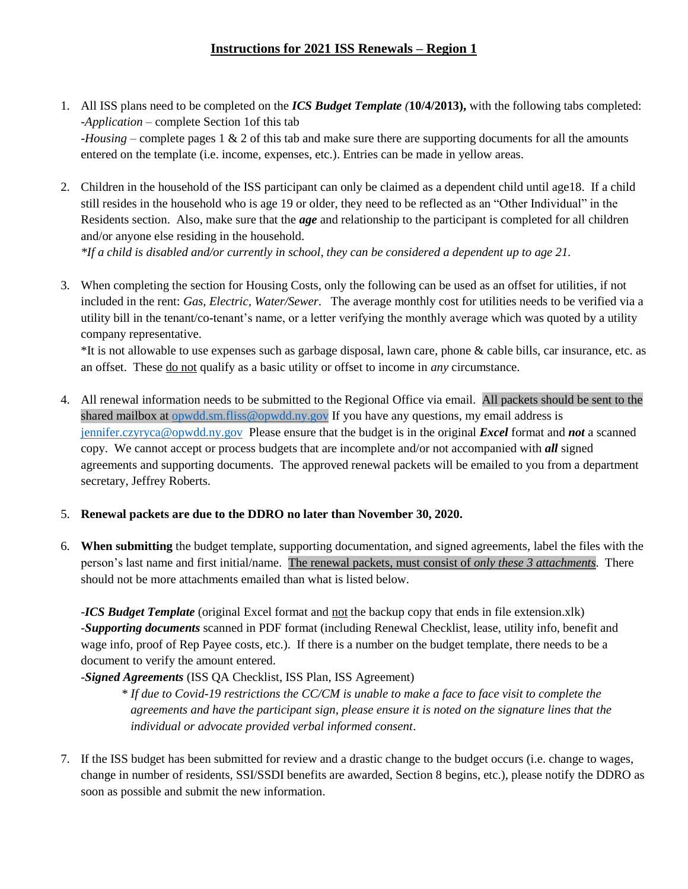# Instructions for 2021 ISS Renewals – Region 1

1. All ISS plans need to be completed on the ***ICS Budget Template*** *(***10/4/2013),** with the following tabs completed:
   -*Application* – complete Section 1of this tab
   -*Housing* – complete pages 1 & 2 of this tab and make sure there are supporting documents for all the amounts entered on the template (i.e. income, expenses, etc.). Entries can be made in yellow areas.

2. Children in the household of the ISS participant can only be claimed as a dependent child until age18. If a child still resides in the household who is age 19 or older, they need to be reflected as an "Other Individual" in the Residents section. Also, make sure that the ***age*** and relationship to the participant is completed for all children and/or anyone else residing in the household.
   **If a child is disabled and/or currently in school, they can be considered a dependent up to age 21.*

3. When completing the section for Housing Costs, only the following can be used as an offset for utilities, if not included in the rent: *Gas, Electric, Water/Sewer*. The average monthly cost for utilities needs to be verified via a utility bill in the tenant/co-tenant's name, or a letter verifying the monthly average which was quoted by a utility company representative.
   *It is not allowable to use expenses such as garbage disposal, lawn care, phone & cable bills, car insurance, etc. as an offset. These do not qualify as a basic utility or offset to income in *any* circumstance.

4. All renewal information needs to be submitted to the Regional Office via email. All packets should be sent to the shared mailbox at opwdd.sm.fliss@opwdd.ny.gov If you have any questions, my email address is jennifer.czyryca@opwdd.ny.gov Please ensure that the budget is in the original ***Excel*** format and ***not*** a scanned copy. We cannot accept or process budgets that are incomplete and/or not accompanied with ***all*** signed agreements and supporting documents. The approved renewal packets will be emailed to you from a department secretary, Jeffrey Roberts.

5. **Renewal packets are due to the DDRO no later than November 30, 2020.**

6. **When submitting** the budget template, supporting documentation, and signed agreements, label the files with the person's last name and first initial/name. The renewal packets, must consist of *only these 3 attachments*. There should not be more attachments emailed than what is listed below.

   -***ICS Budget Template*** (original Excel format and not the backup copy that ends in file extension.xlk)
   -***Supporting documents*** scanned in PDF format (including Renewal Checklist, lease, utility info, benefit and wage info, proof of Rep Payee costs, etc.). If there is a number on the budget template, there needs to be a document to verify the amount entered.
   -***Signed Agreements*** (ISS QA Checklist, ISS Plan, ISS Agreement)
   
   * *If due to Covid-19 restrictions the CC/CM is unable to make a face to face visit to complete the agreements and have the participant sign, please ensure it is noted on the signature lines that the individual or advocate provided verbal informed consent*.

7. If the ISS budget has been submitted for review and a drastic change to the budget occurs (i.e. change to wages, change in number of residents, SSI/SSDI benefits are awarded, Section 8 begins, etc.), please notify the DDRO as soon as possible and submit the new information.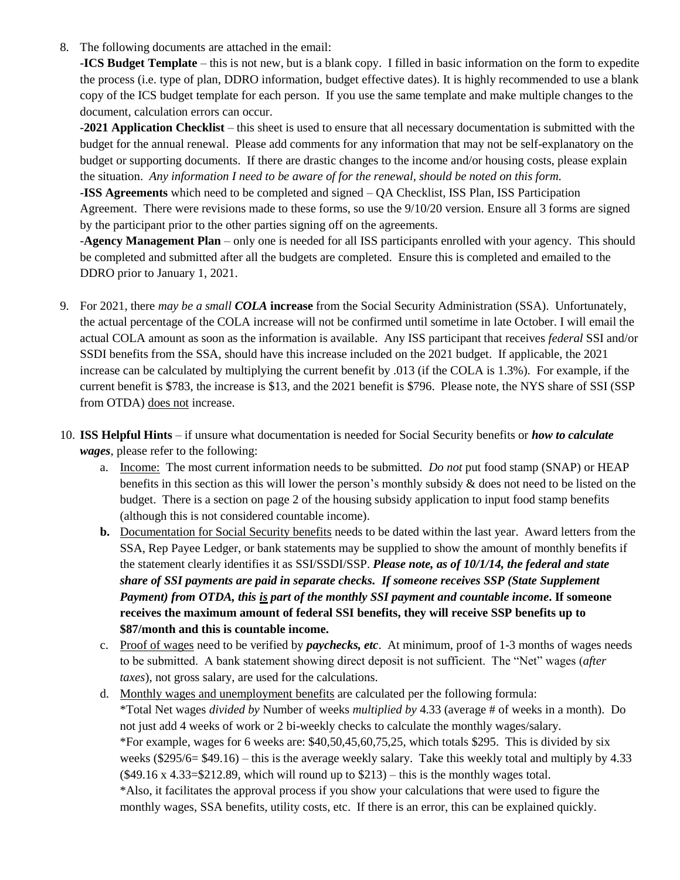8. The following documents are attached in the email:

   -**ICS Budget Template** – this is not new, but is a blank copy. I filled in basic information on the form to expedite the process (i.e. type of plan, DDRO information, budget effective dates). It is highly recommended to use a blank copy of the ICS budget template for each person. If you use the same template and make multiple changes to the document, calculation errors can occur.

   -**2021 Application Checklist** – this sheet is used to ensure that all necessary documentation is submitted with the budget for the annual renewal. Please add comments for any information that may not be self-explanatory on the budget or supporting documents. If there are drastic changes to the income and/or housing costs, please explain the situation. *Any information I need to be aware of for the renewal, should be noted on this form.*

   -**ISS Agreements** which need to be completed and signed – QA Checklist, ISS Plan, ISS Participation Agreement. There were revisions made to these forms, so use the 9/10/20 version. Ensure all 3 forms are signed by the participant prior to the other parties signing off on the agreements.

   -**Agency Management Plan** – only one is needed for all ISS participants enrolled with your agency. This should be completed and submitted after all the budgets are completed. Ensure this is completed and emailed to the DDRO prior to January 1, 2021.

9. For 2021, there *may be a small* ***COLA*** **increase** from the Social Security Administration (SSA). Unfortunately, the actual percentage of the COLA increase will not be confirmed until sometime in late October. I will email the actual COLA amount as soon as the information is available. Any ISS participant that receives *federal* SSI and/or SSDI benefits from the SSA, should have this increase included on the 2021 budget. If applicable, the 2021 increase can be calculated by multiplying the current benefit by .013 (if the COLA is 1.3%). For example, if the current benefit is $783, the increase is $13, and the 2021 benefit is $796. Please note, the NYS share of SSI (SSP from OTDA) <u>does not</u> increase.

10. **ISS Helpful Hints** – if unsure what documentation is needed for Social Security benefits or ***how to calculate wages***, please refer to the following:

    a. <u>Income:</u> The most current information needs to be submitted. *Do not* put food stamp (SNAP) or HEAP benefits in this section as this will lower the person's monthly subsidy & does not need to be listed on the budget. There is a section on page 2 of the housing subsidy application to input food stamp benefits (although this is not considered countable income).

    **b.** <u>Documentation for Social Security benefits</u> needs to be dated within the last year. Award letters from the SSA, Rep Payee Ledger, or bank statements may be supplied to show the amount of monthly benefits if the statement clearly identifies it as SSI/SSDI/SSP. ***Please note, as of 10/1/14, the federal and state share of SSI payments are paid in separate checks. If someone receives SSP (State Supplement Payment) from OTDA, this <u>is</u> part of the monthly SSI payment and countable income*. If someone receives the maximum amount of federal SSI benefits, they will receive SSP benefits up to $87/month and this is countable income.**

    c. <u>Proof of wages</u> need to be verified by ***paychecks, etc***. At minimum, proof of 1-3 months of wages needs to be submitted. A bank statement showing direct deposit is not sufficient. The "Net" wages (*after taxes*), not gross salary, are used for the calculations.

    d. <u>Monthly wages and unemployment benefits</u> are calculated per the following formula:

       *Total Net wages *divided by* Number of weeks *multiplied by* 4.33 (average # of weeks in a month). Do not just add 4 weeks of work or 2 bi-weekly checks to calculate the monthly wages/salary.

       *For example, wages for 6 weeks are: $40,50,45,60,75,25, which totals $295. This is divided by six weeks ($295/6= $49.16) – this is the average weekly salary. Take this weekly total and multiply by 4.33 ($49.16 x 4.33=$212.89, which will round up to $213) – this is the monthly wages total.

       *Also, it facilitates the approval process if you show your calculations that were used to figure the monthly wages, SSA benefits, utility costs, etc. If there is an error, this can be explained quickly.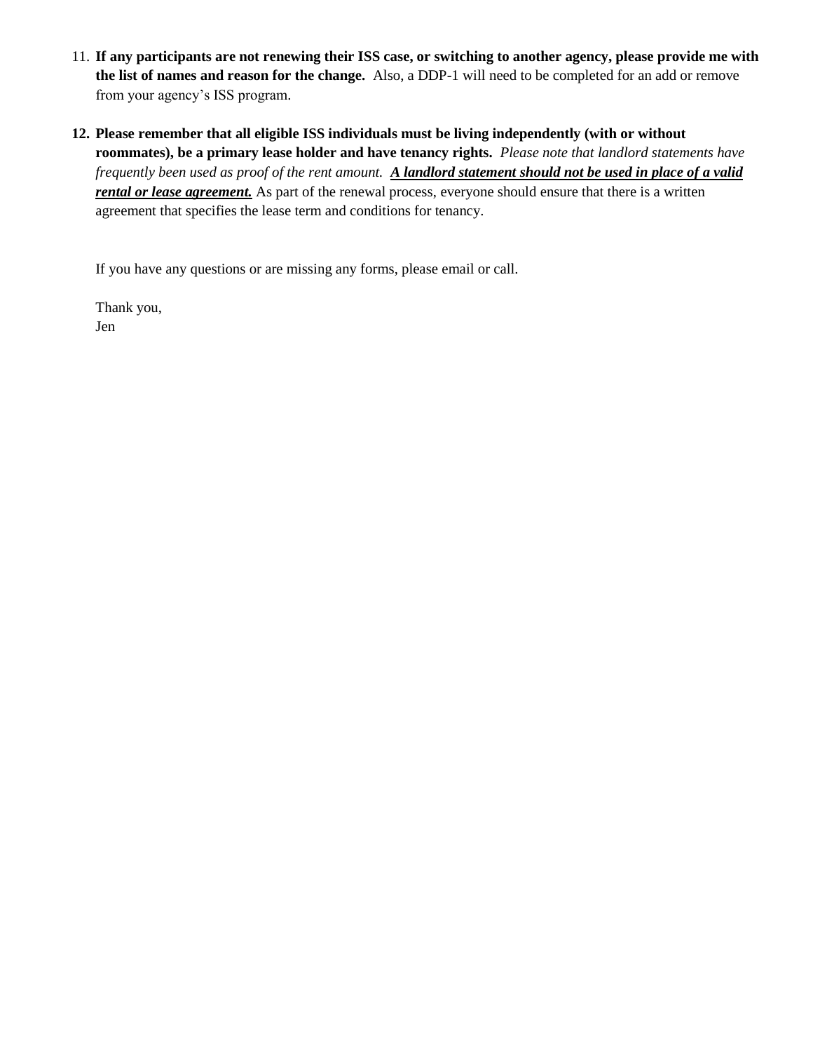11. **If any participants are not renewing their ISS case, or switching to another agency, please provide me with the list of names and reason for the change.** Also, a DDP-1 will need to be completed for an add or remove from your agency's ISS program.

12. **Please remember that all eligible ISS individuals must be living independently (with or without roommates), be a primary lease holder and have tenancy rights.** *Please note that landlord statements have frequently been used as proof of the rent amount.* ***<u>A landlord statement should not be used in place of a valid rental or lease agreement.</u>*** As part of the renewal process, everyone should ensure that there is a written agreement that specifies the lease term and conditions for tenancy.

If you have any questions or are missing any forms, please email or call.

Thank you,
Jen